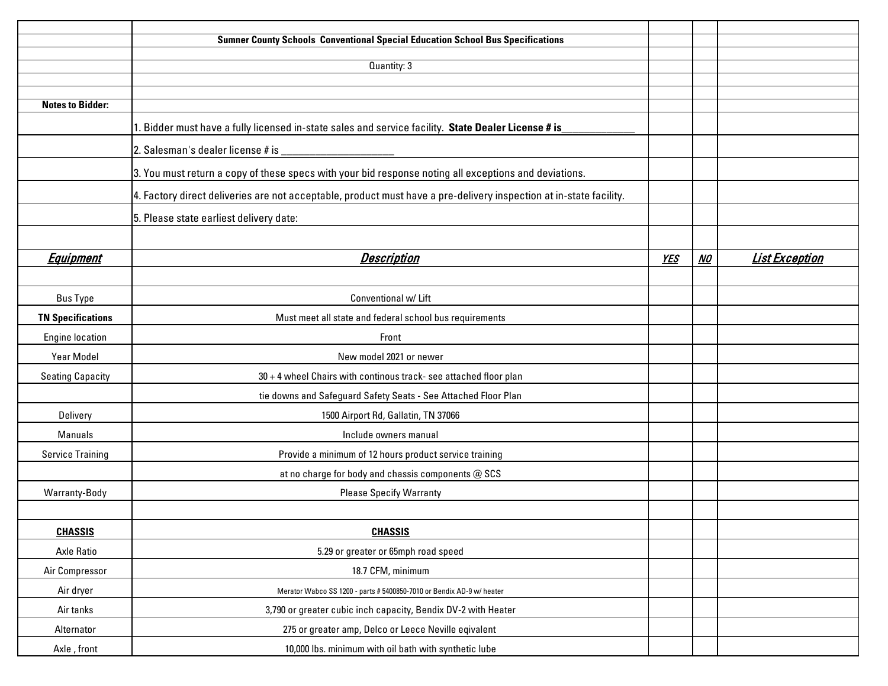**Sumner County Schools Conventional Special Education School Bus Specifications**

Quantity: 3

**Notes to Bidder:**

1. Bidder must have a fully licensed in-state sales and service facility. **State Dealer License # is______________**
2. Salesman's dealer license # is _____________________
3. You must return a copy of these specs with your bid response noting all exceptions and deviations.
4. Factory direct deliveries are not acceptable, product must have a pre-delivery inspection at in-state facility.
5. Please state earliest delivery date:

| ***Equipment*** | ***Description*** | ***YES*** | ***NO*** | ***List Exception*** |
|---|---|---|---|---|
| Bus Type | Conventional w/ Lift | | | |
| **TN Specifications** | Must meet all state and federal school bus requirements | | | |
| Engine location | Front | | | |
| Year Model | New model 2021 or newer | | | |
| Seating Capacity | 30 + 4 wheel Chairs with continous track- see attached floor plan | | | |
| | tie downs and Safeguard Safety Seats - See Attached Floor Plan | | | |
| Delivery | 1500 Airport Rd, Gallatin, TN 37066 | | | |
| Manuals | Include owners manual | | | |
| Service Training | Provide a minimum of 12 hours product service training | | | |
| | at no charge for body and chassis components @ SCS | | | |
| Warranty-Body | Please Specify Warranty | | | |
| | | | | |
| **<u>CHASSIS</u>** | **<u>CHASSIS</u>** | | | |
| Axle Ratio | 5.29 or greater or 65mph road speed | | | |
| Air Compressor | 18.7 CFM, minimum | | | |
| Air dryer | Merator Wabco SS 1200 - parts # 5400850-7010 or Bendix AD-9 w/ heater | | | |
| Air tanks | 3,790 or greater cubic inch capacity, Bendix DV-2 with Heater | | | |
| Alternator | 275 or greater amp, Delco or Leece Neville eqivalent | | | |
| Axle , front | 10,000 lbs. minimum with oil bath with synthetic lube | | | |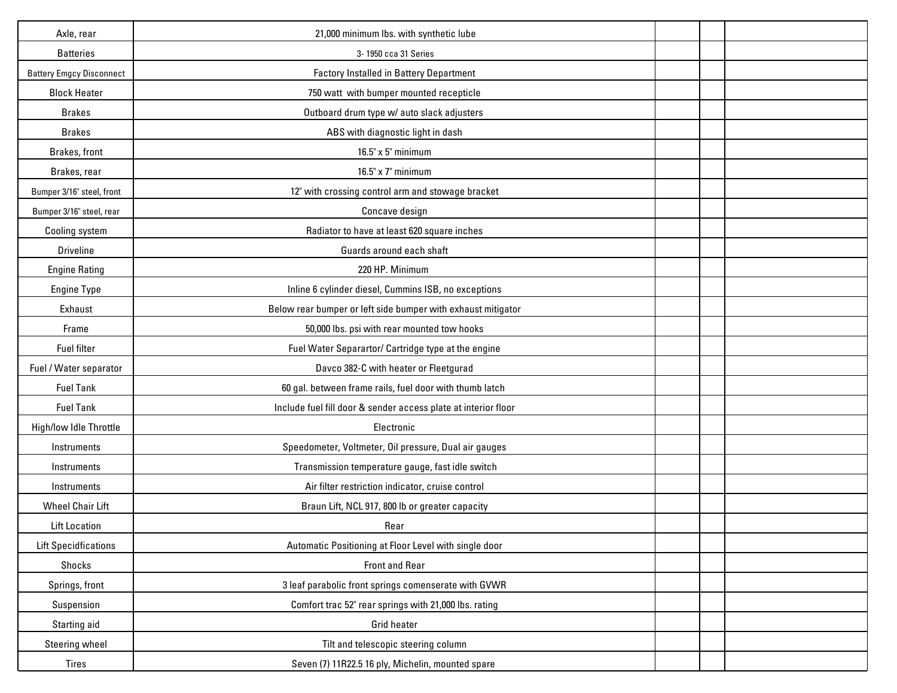| | | | | |
|---|---|---|---|---|
| Axle, rear | 21,000 minimum lbs. with synthetic lube | | | |
| Batteries | 3- 1950 cca 31 Series | | | |
| Battery Emgcy Disconnect | Factory Installed in Battery Department | | | |
| Block Heater | 750 watt with bumper mounted recepticle | | | |
| Brakes | Outboard drum type w/ auto slack adjusters | | | |
| Brakes | ABS with diagnostic light in dash | | | |
| Brakes, front | 16.5" x 5" minimum | | | |
| Brakes, rear | 16.5" x 7" minimum | | | |
| Bumper 3/16" steel, front | 12" with crossing control arm and stowage bracket | | | |
| Bumper 3/16" steel, rear | Concave design | | | |
| Cooling system | Radiator to have at least 620 square inches | | | |
| Driveline | Guards around each shaft | | | |
| Engine Rating | 220 HP. Minimum | | | |
| Engine Type | Inline 6 cylinder diesel, Cummins ISB, no exceptions | | | |
| Exhaust | Below rear bumper or left side bumper with exhaust mitigator | | | |
| Frame | 50,000 lbs. psi with rear mounted tow hooks | | | |
| Fuel filter | Fuel Water Separartor/ Cartridge type at the engine | | | |
| Fuel / Water separator | Davco 382-C with heater or Fleetgurad | | | |
| Fuel Tank | 60 gal. between frame rails, fuel door with thumb latch | | | |
| Fuel Tank | Include fuel fill door & sender access plate at interior floor | | | |
| High/low Idle Throttle | Electronic | | | |
| Instruments | Speedometer, Voltmeter, Oil pressure, Dual air gauges | | | |
| Instruments | Transmission temperature gauge, fast idle switch | | | |
| Instruments | Air filter restriction indicator, cruise control | | | |
| Wheel Chair Lift | Braun Lift, NCL 917, 800 lb or greater capacity | | | |
| Lift Location | Rear | | | |
| Lift Specidfications | Automatic Positioning at Floor Level with single door | | | |
| Shocks | Front and Rear | | | |
| Springs, front | 3 leaf parabolic front springs comenserate with GVWR | | | |
| Suspension | Comfort trac 52" rear springs with 21,000 lbs. rating | | | |
| Starting aid | Grid heater | | | |
| Steering wheel | Tilt and telescopic steering column | | | |
| Tires | Seven (7) 11R22.5 16 ply, Michelin, mounted spare | | | |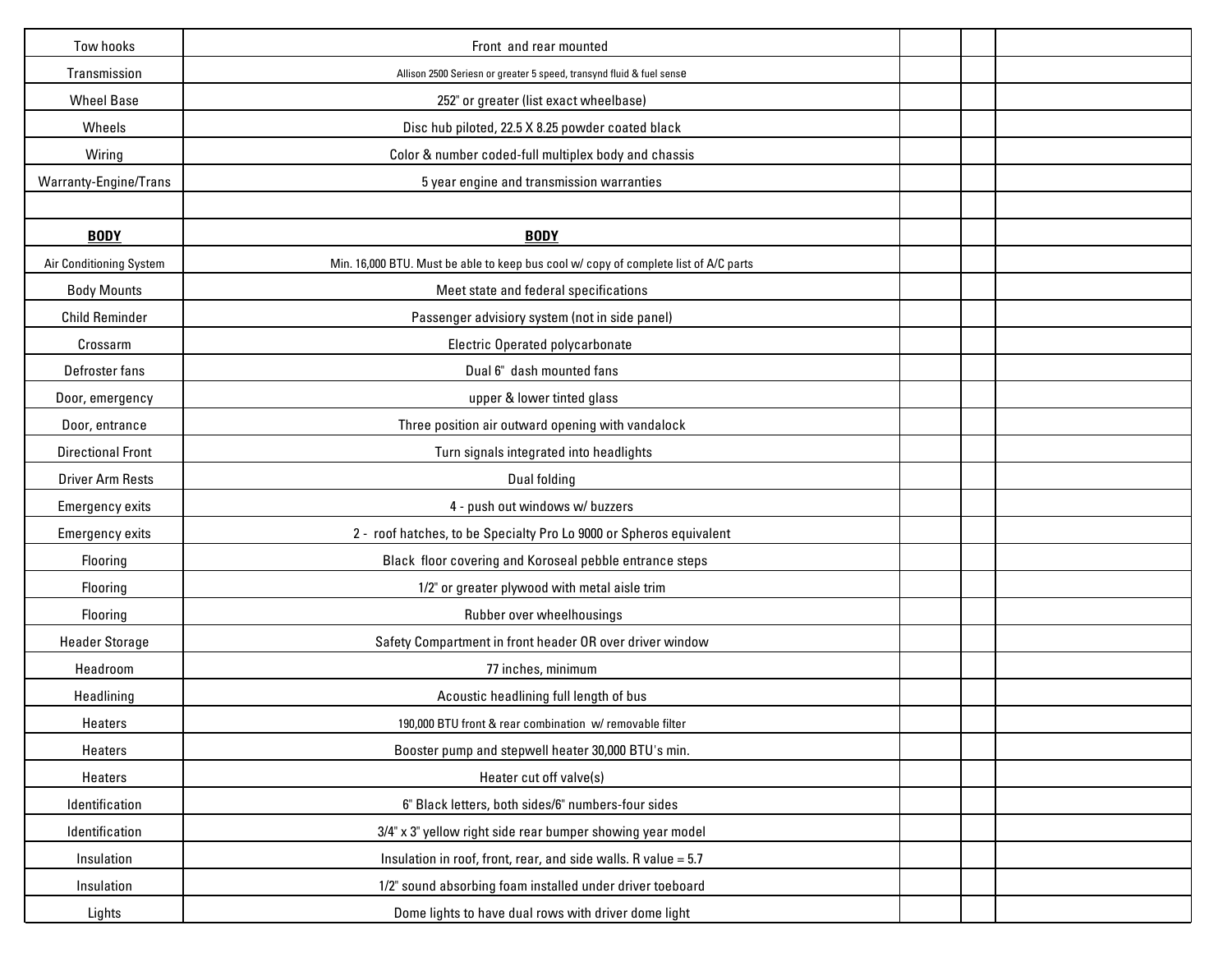| | | | | |
|---|---|---|---|---|
| Tow hooks | Front and rear mounted | | | |
| Transmission | Allison 2500 Seriesn or greater 5 speed, transynd fluid & fuel sense | | | |
| Wheel Base | 252" or greater (list exact wheelbase) | | | |
| Wheels | Disc hub piloted, 22.5 X 8.25 powder coated black | | | |
| Wiring | Color & number coded-full multiplex body and chassis | | | |
| Warranty-Engine/Trans | 5 year engine and transmission warranties | | | |
| | | | | |
| **BODY** | **BODY** | | | |
| Air Conditioning System | Min. 16,000 BTU. Must be able to keep bus cool w/ copy of complete list of A/C parts | | | |
| Body Mounts | Meet state and federal specifications | | | |
| Child Reminder | Passenger advisiory system (not in side panel) | | | |
| Crossarm | Electric Operated polycarbonate | | | |
| Defroster fans | Dual 6" dash mounted fans | | | |
| Door, emergency | upper & lower tinted glass | | | |
| Door, entrance | Three position air outward opening with vandalock | | | |
| Directional Front | Turn signals integrated into headlights | | | |
| Driver Arm Rests | Dual folding | | | |
| Emergency exits | 4 - push out windows w/ buzzers | | | |
| Emergency exits | 2 - roof hatches, to be Specialty Pro Lo 9000 or Spheros equivalent | | | |
| Flooring | Black floor covering and Koroseal pebble entrance steps | | | |
| Flooring | 1/2" or greater plywood with metal aisle trim | | | |
| Flooring | Rubber over wheelhousings | | | |
| Header Storage | Safety Compartment in front header OR over driver window | | | |
| Headroom | 77 inches, minimum | | | |
| Headlining | Acoustic headlining full length of bus | | | |
| Heaters | 190,000 BTU front & rear combination w/ removable filter | | | |
| Heaters | Booster pump and stepwell heater 30,000 BTU's min. | | | |
| Heaters | Heater cut off valve(s) | | | |
| Identification | 6" Black letters, both sides/6" numbers-four sides | | | |
| Identification | 3/4" x 3" yellow right side rear bumper showing year model | | | |
| Insulation | Insulation in roof, front, rear, and side walls. R value = 5.7 | | | |
| Insulation | 1/2" sound absorbing foam installed under driver toeboard | | | |
| Lights | Dome lights to have dual rows with driver dome light | | | |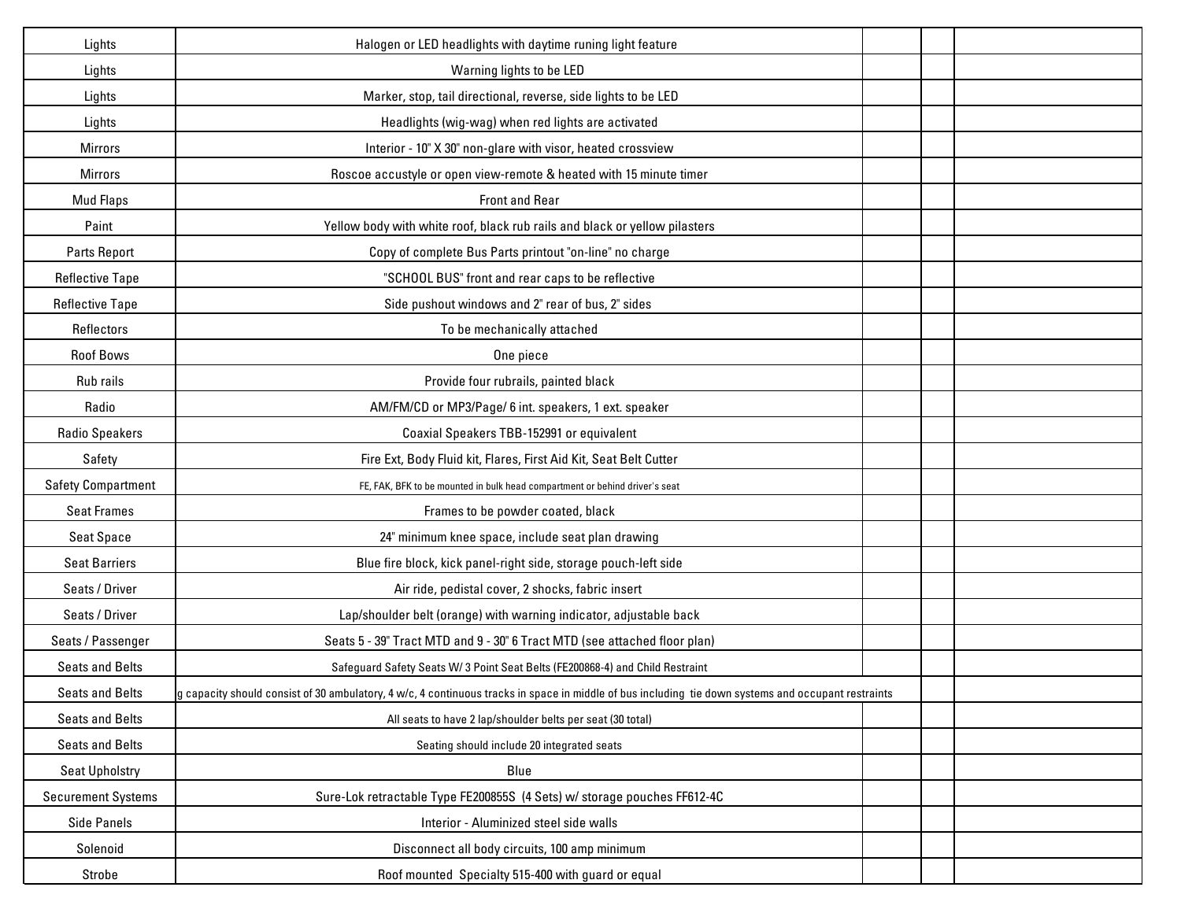| | | | | |
|---|---|---|---|---|
| Lights | Halogen or LED headlights with daytime runing light feature | | | |
| Lights | Warning lights to be LED | | | |
| Lights | Marker, stop, tail directional, reverse, side lights to be LED | | | |
| Lights | Headlights (wig-wag) when red lights are activated | | | |
| Mirrors | Interior - 10" X 30" non-glare with visor, heated crossview | | | |
| Mirrors | Roscoe accustyle or open view-remote & heated with 15 minute timer | | | |
| Mud Flaps | Front and Rear | | | |
| Paint | Yellow body with white roof, black rub rails and black or yellow pilasters | | | |
| Parts Report | Copy of complete Bus Parts printout "on-line" no charge | | | |
| Reflective Tape | "SCHOOL BUS" front and rear caps to be reflective | | | |
| Reflective Tape | Side pushout windows and 2" rear of bus, 2" sides | | | |
| Reflectors | To be mechanically attached | | | |
| Roof Bows | One piece | | | |
| Rub rails | Provide four rubrails, painted black | | | |
| Radio | AM/FM/CD or MP3/Page/ 6 int. speakers, 1 ext. speaker | | | |
| Radio Speakers | Coaxial Speakers TBB-152991 or equivalent | | | |
| Safety | Fire Ext, Body Fluid kit, Flares, First Aid Kit, Seat Belt Cutter | | | |
| Safety Compartment | FE, FAK, BFK to be mounted in bulk head compartment or behind driver's seat | | | |
| Seat Frames | Frames to be powder coated, black | | | |
| Seat Space | 24" minimum knee space, include seat plan drawing | | | |
| Seat Barriers | Blue fire block, kick panel-right side, storage pouch-left side | | | |
| Seats / Driver | Air ride, pedistal cover, 2 shocks, fabric insert | | | |
| Seats / Driver | Lap/shoulder belt (orange) with warning indicator, adjustable back | | | |
| Seats / Passenger | Seats 5 - 39" Tract MTD and 9 - 30" 6 Tract MTD (see attached floor plan) | | | |
| Seats and Belts | Safeguard Safety Seats W/ 3 Point Seat Belts (FE200868-4) and Child Restraint | | | |
| Seats and Belts | g capacity should consist of 30 ambulatory, 4 w/c, 4 continuous tracks in space in middle of bus including tie down systems and occupant restraints | | | |
| Seats and Belts | All seats to have 2 lap/shoulder belts per seat (30 total) | | | |
| Seats and Belts | Seating should include 20 integrated seats | | | |
| Seat Upholstry | Blue | | | |
| Securement Systems | Sure-Lok retractable Type FE200855S (4 Sets) w/ storage pouches FF612-4C | | | |
| Side Panels | Interior - Aluminized steel side walls | | | |
| Solenoid | Disconnect all body circuits, 100 amp minimum | | | |
| Strobe | Roof mounted Specialty 515-400 with guard or equal | | | |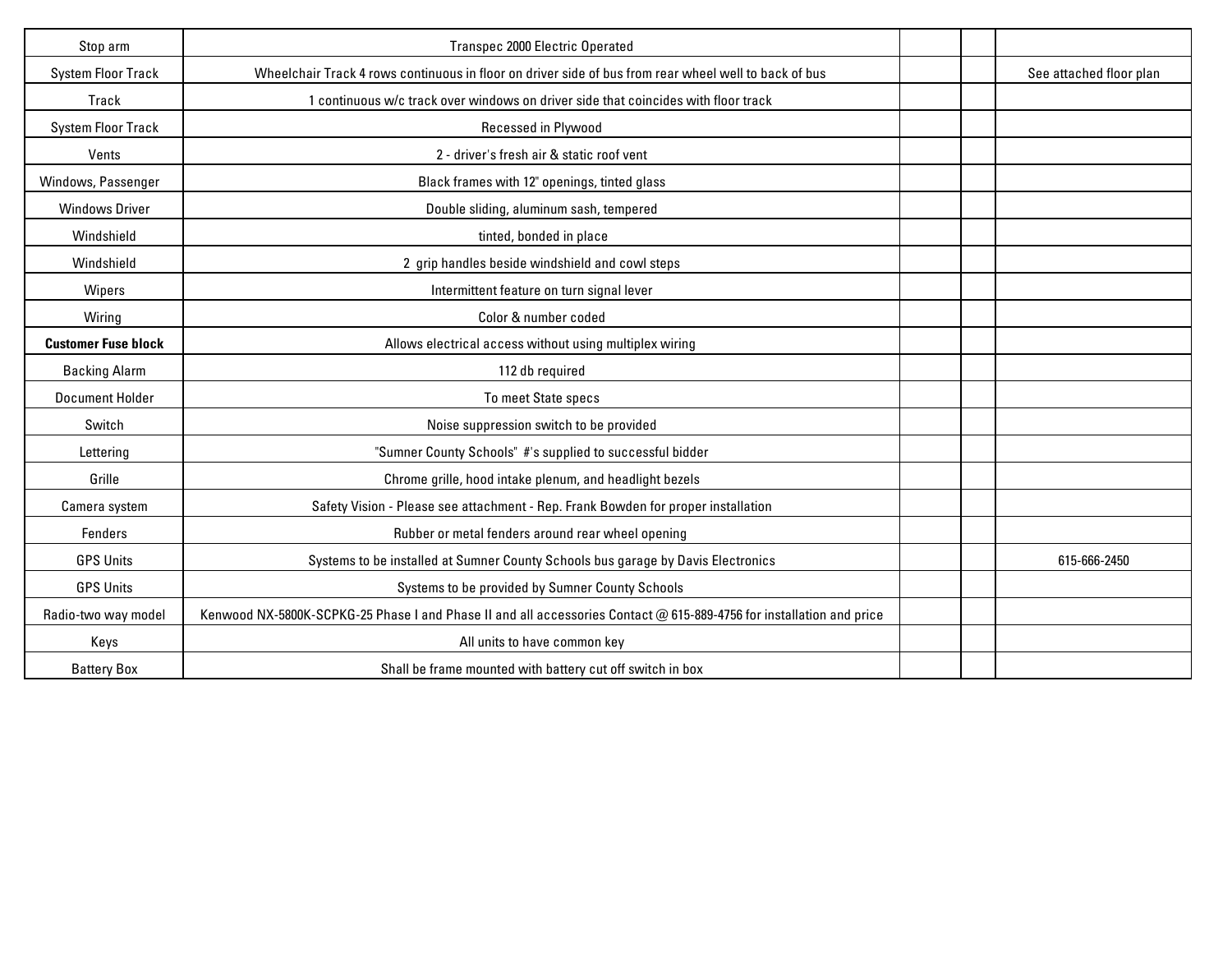| | | | | |
|---|---|---|---|---|
| Stop arm | Transpec 2000 Electric Operated | | | |
| System Floor Track | Wheelchair Track 4 rows continuous in floor on driver side of bus from rear wheel well to back of bus | | | See attached floor plan |
| Track | 1 continuous w/c track over windows on driver side that coincides with floor track | | | |
| System Floor Track | Recessed in Plywood | | | |
| Vents | 2 - driver's fresh air & static roof vent | | | |
| Windows, Passenger | Black frames with 12" openings, tinted glass | | | |
| Windows Driver | Double sliding, aluminum sash, tempered | | | |
| Windshield | tinted, bonded in place | | | |
| Windshield | 2 grip handles beside windshield and cowl steps | | | |
| Wipers | Intermittent feature on turn signal lever | | | |
| Wiring | Color & number coded | | | |
| **Customer Fuse block** | Allows electrical access without using multiplex wiring | | | |
| Backing Alarm | 112 db required | | | |
| Document Holder | To meet State specs | | | |
| Switch | Noise suppression switch to be provided | | | |
| Lettering | "Sumner County Schools" #'s supplied to successful bidder | | | |
| Grille | Chrome grille, hood intake plenum, and headlight bezels | | | |
| Camera system | Safety Vision - Please see attachment - Rep. Frank Bowden for proper installation | | | |
| Fenders | Rubber or metal fenders around rear wheel opening | | | |
| GPS Units | Systems to be installed at Sumner County Schools bus garage by Davis Electronics | | | 615-666-2450 |
| GPS Units | Systems to be provided by Sumner County Schools | | | |
| Radio-two way model | Kenwood NX-5800K-SCPKG-25 Phase I and Phase II and all accessories Contact @ 615-889-4756 for installation and price | | | |
| Keys | All units to have common key | | | |
| Battery Box | Shall be frame mounted with battery cut off switch in box | | | |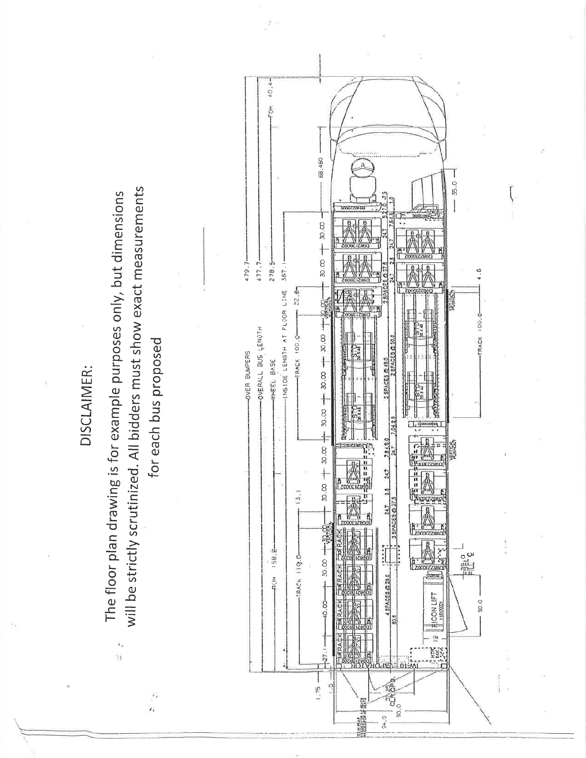DISCLAIMER:

The floor plan drawing is for example purposes only, but dimensions will be strictly scrutinized. All bidders must show exact measurements for each bus proposed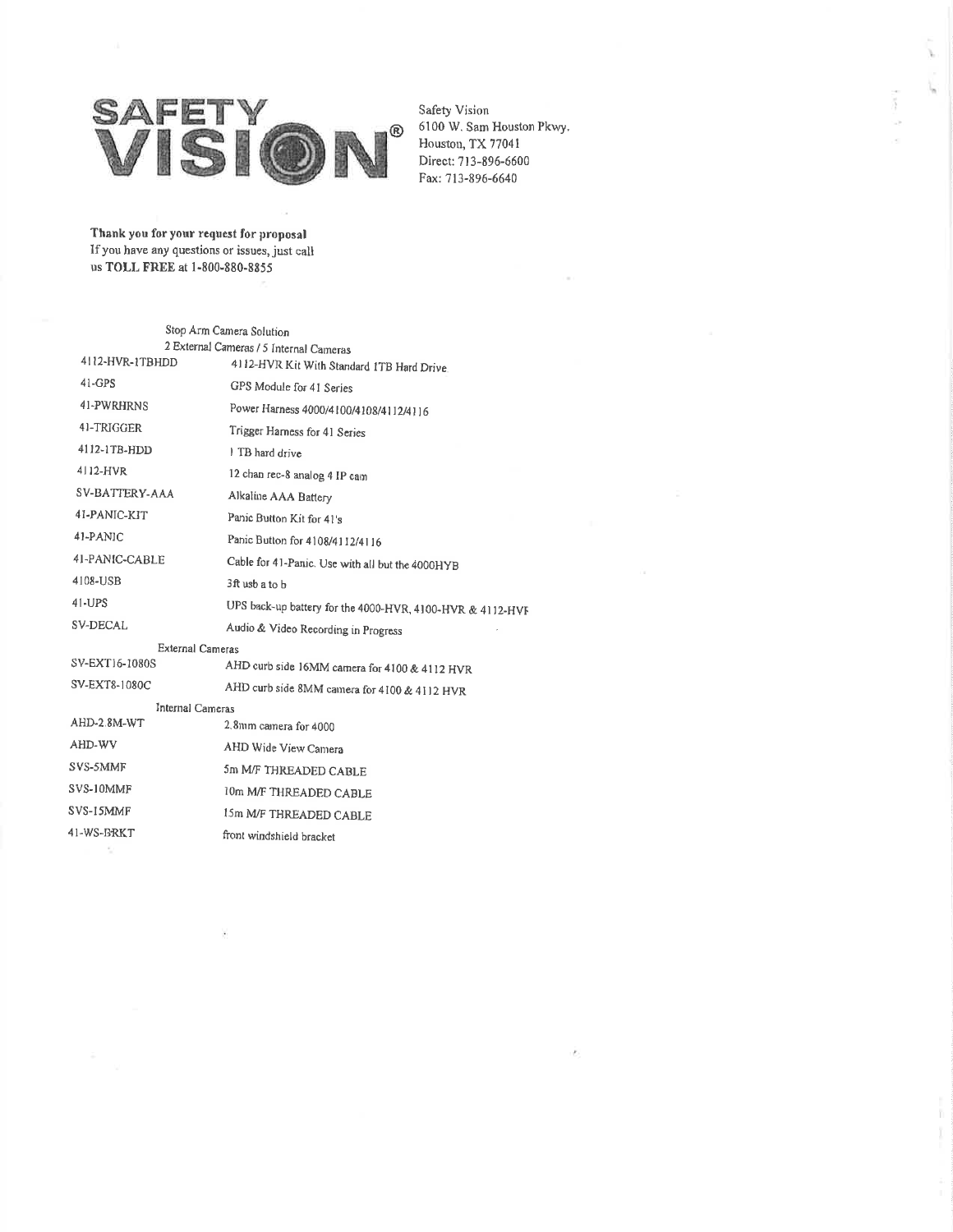**SAFETY VISION®**

Safety Vision
6100 W. Sam Houston Pkwy.
Houston, TX 77041
Direct: 713-896-6600
Fax: 713-896-6640

**Thank you for your request for proposal**
If you have any questions or issues, just call
us **TOLL FREE** at 1-800-880-8855

Stop Arm Camera Solution
2 External Cameras / 5 Internal Cameras

| | |
|---|---|
| 4112-HVR-1TBHDD | 4112-HVR Kit With Standard 1TB Hard Drive |
| 41-GPS | GPS Module for 41 Series |
| 41-PWRHRNS | Power Harness 4000/4100/4108/4112/4116 |
| 41-TRIGGER | Trigger Harness for 41 Series |
| 4112-1TB-HDD | 1 TB hard drive |
| 4112-HVR | 12 chan rec-8 analog 4 IP cam |
| SV-BATTERY-AAA | Alkaline AAA Battery |
| 41-PANIC-KIT | Panic Button Kit for 41's |
| 41-PANIC | Panic Button for 4108/4112/4116 |
| 41-PANIC-CABLE | Cable for 41-Panic. Use with all but the 4000HYB |
| 4108-USB | 3ft usb a to b |
| 41-UPS | UPS back-up battery for the 4000-HVR, 4100-HVR & 4112-HVF |
| SV-DECAL | Audio & Video Recording in Progress |
| External Cameras | |
| SV-EXT16-1080S | AHD curb side 16MM camera for 4100 & 4112 HVR |
| SV-EXT8-1080C | AHD curb side 8MM camera for 4100 & 4112 HVR |
| Internal Cameras | |
| AHD-2.8M-WT | 2.8mm camera for 4000 |
| AHD-WV | AHD Wide View Camera |
| SVS-5MMF | 5m M/F THREADED CABLE |
| SVS-10MMF | 10m M/F THREADED CABLE |
| SVS-15MMF | 15m M/F THREADED CABLE |
| 41-WS-BRKT | front windshield bracket |